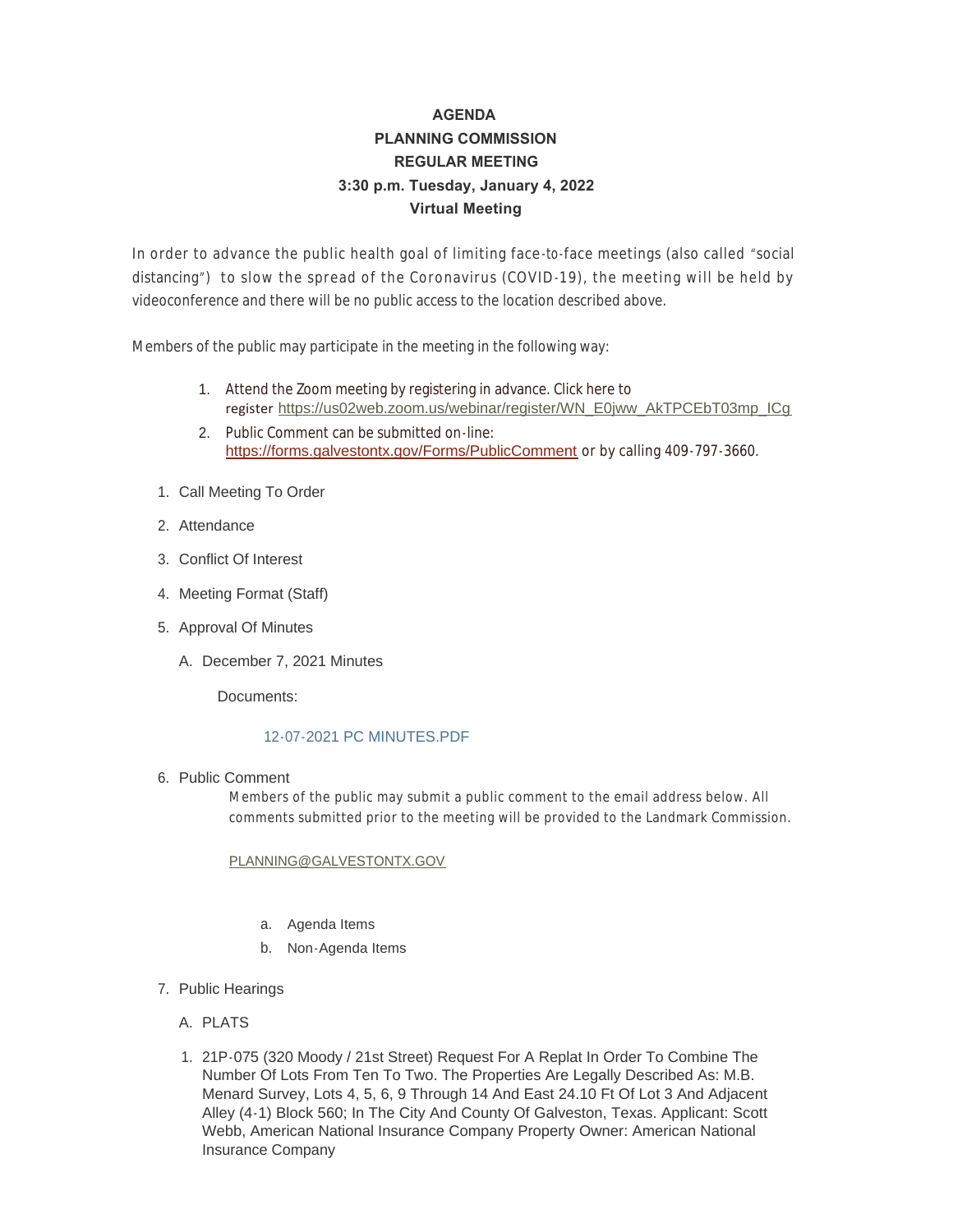# AGENDA
## PLANNING COMMISSION
## REGULAR MEETING
## 3:30 p.m. Tuesday, January 4, 2022
## Virtual Meeting

In order to advance the public health goal of limiting face-to-face meetings (also called "social distancing") to slow the spread of the Coronavirus (COVID-19), the meeting will be held by videoconference and there will be no public access to the location described above.

Members of the public may participate in the meeting in the following way:

1. Attend the Zoom meeting by registering in advance. Click here to register https://us02web.zoom.us/webinar/register/WN_E0jww_AkTPCEbT03mp_ICg
2. Public Comment can be submitted on-line: https://forms.galvestontx.gov/Forms/PublicComment or by calling 409-797-3660.

1. Call Meeting To Order
2. Attendance
3. Conflict Of Interest
4. Meeting Format (Staff)
5. Approval Of Minutes
   A. December 7, 2021 Minutes

      Documents:

      12-07-2021 PC MINUTES.PDF

6. Public Comment

   Members of the public may submit a public comment to the email address below. All comments submitted prior to the meeting will be provided to the Landmark Commission.

   PLANNING@GALVESTONTX.GOV

   a. Agenda Items
   b. Non-Agenda Items

7. Public Hearings
   A. PLATS
   1. 21P-075 (320 Moody / 21st Street) Request For A Replat In Order To Combine The Number Of Lots From Ten To Two. The Properties Are Legally Described As: M.B. Menard Survey, Lots 4, 5, 6, 9 Through 14 And East 24.10 Ft Of Lot 3 And Adjacent Alley (4-1) Block 560; In The City And County Of Galveston, Texas. Applicant: Scott Webb, American National Insurance Company Property Owner: American National Insurance Company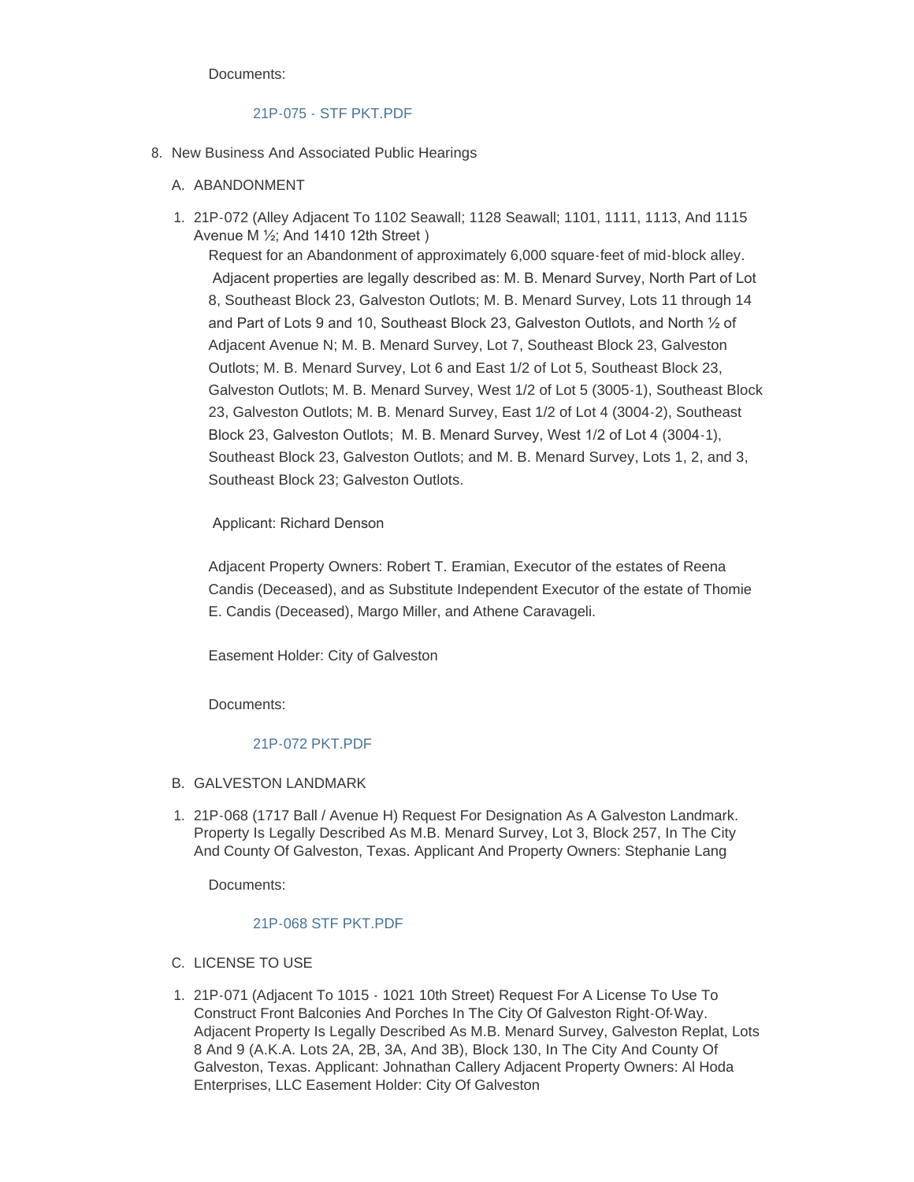Documents:

21P-075 - STF PKT.PDF

8. New Business And Associated Public Hearings

   A. ABANDONMENT

   1. 21P-072 (Alley Adjacent To 1102 Seawall; 1128 Seawall; 1101, 1111, 1113, And 1115 Avenue M ½; And 1410 12th Street )

      Request for an Abandonment of approximately 6,000 square-feet of mid-block alley. Adjacent properties are legally described as: M. B. Menard Survey, North Part of Lot 8, Southeast Block 23, Galveston Outlots; M. B. Menard Survey, Lots 11 through 14 and Part of Lots 9 and 10, Southeast Block 23, Galveston Outlots, and North ½ of Adjacent Avenue N; M. B. Menard Survey, Lot 7, Southeast Block 23, Galveston Outlots; M. B. Menard Survey, Lot 6 and East 1/2 of Lot 5, Southeast Block 23, Galveston Outlots; M. B. Menard Survey, West 1/2 of Lot 5 (3005-1), Southeast Block 23, Galveston Outlots; M. B. Menard Survey, East 1/2 of Lot 4 (3004-2), Southeast Block 23, Galveston Outlots; M. B. Menard Survey, West 1/2 of Lot 4 (3004-1), Southeast Block 23, Galveston Outlots; and M. B. Menard Survey, Lots 1, 2, and 3, Southeast Block 23; Galveston Outlots.

      Applicant: Richard Denson

      Adjacent Property Owners: Robert T. Eramian, Executor of the estates of Reena Candis (Deceased), and as Substitute Independent Executor of the estate of Thomie E. Candis (Deceased), Margo Miller, and Athene Caravageli.

      Easement Holder: City of Galveston

      Documents:

      21P-072 PKT.PDF

   B. GALVESTON LANDMARK

   1. 21P-068 (1717 Ball / Avenue H) Request For Designation As A Galveston Landmark. Property Is Legally Described As M.B. Menard Survey, Lot 3, Block 257, In The City And County Of Galveston, Texas. Applicant And Property Owners: Stephanie Lang

      Documents:

      21P-068 STF PKT.PDF

   C. LICENSE TO USE

   1. 21P-071 (Adjacent To 1015 - 1021 10th Street) Request For A License To Use To Construct Front Balconies And Porches In The City Of Galveston Right-Of-Way. Adjacent Property Is Legally Described As M.B. Menard Survey, Galveston Replat, Lots 8 And 9 (A.K.A. Lots 2A, 2B, 3A, And 3B), Block 130, In The City And County Of Galveston, Texas. Applicant: Johnathan Callery Adjacent Property Owners: Al Hoda Enterprises, LLC Easement Holder: City Of Galveston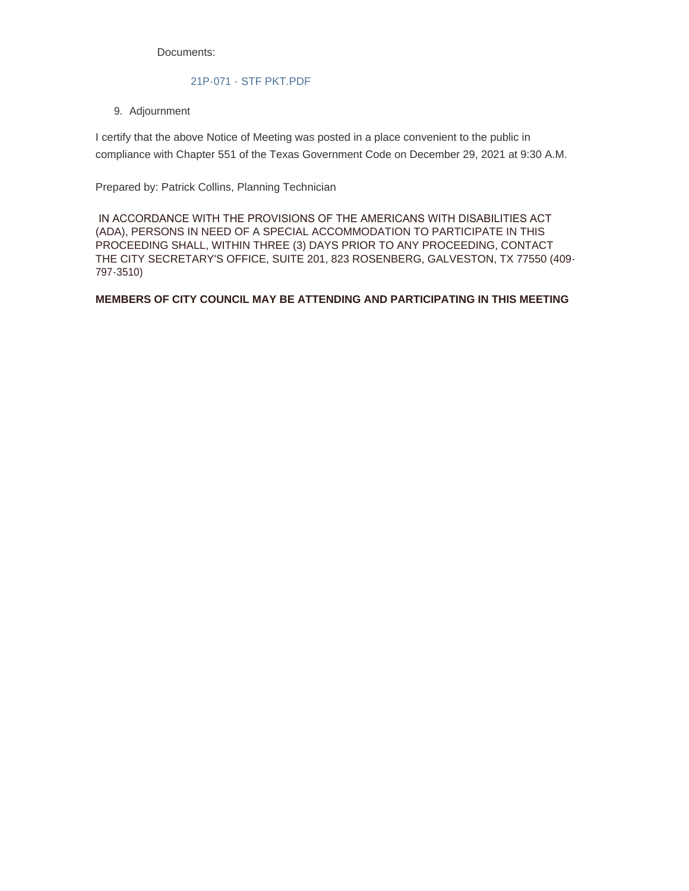Documents:

21P-071 - STF PKT.PDF

9. Adjournment

I certify that the above Notice of Meeting was posted in a place convenient to the public in compliance with Chapter 551 of the Texas Government Code on December 29, 2021 at 9:30 A.M.

Prepared by: Patrick Collins, Planning Technician

IN ACCORDANCE WITH THE PROVISIONS OF THE AMERICANS WITH DISABILITIES ACT (ADA), PERSONS IN NEED OF A SPECIAL ACCOMMODATION TO PARTICIPATE IN THIS PROCEEDING SHALL, WITHIN THREE (3) DAYS PRIOR TO ANY PROCEEDING, CONTACT THE CITY SECRETARY'S OFFICE, SUITE 201, 823 ROSENBERG, GALVESTON, TX 77550 (409-797-3510)

**MEMBERS OF CITY COUNCIL MAY BE ATTENDING AND PARTICIPATING IN THIS MEETING**